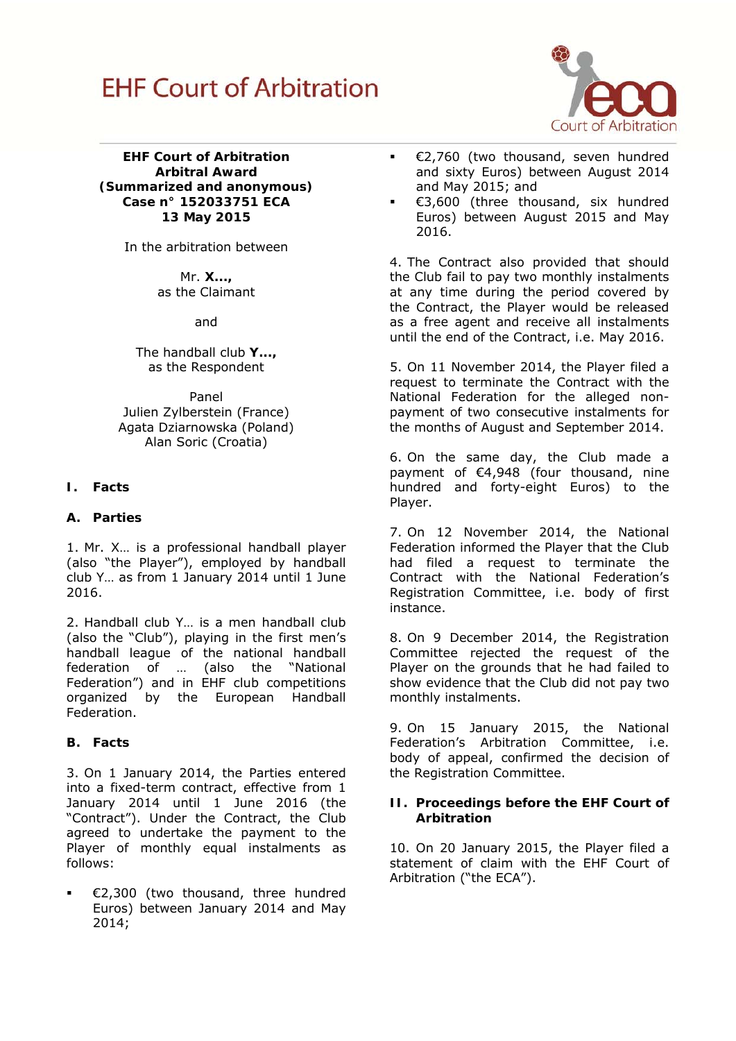# EHF Court of Arbitration

**EHF Court of Arbitration**
**Arbitral Award**
**(Summarized and anonymous)**
**Case n° 152033751 ECA**
**13 May 2015**

In the arbitration between

Mr. **X...,**
as the Claimant

and

The handball club **Y...,**
as the Respondent

Panel
Julien Zylberstein (France)
Agata Dziarnowska (Poland)
Alan Soric (Croatia)

## I. Facts

### A. Parties

1. Mr. X… is a professional handball player (also "the Player"), employed by handball club Y… as from 1 January 2014 until 1 June 2016.

2. Handball club Y… is a men handball club (also the "Club"), playing in the first men's handball league of the national handball federation of … (also the "National Federation") and in EHF club competitions organized by the European Handball Federation.

### B. Facts

3. On 1 January 2014, the Parties entered into a fixed-term contract, effective from 1 January 2014 until 1 June 2016 (the "Contract"). Under the Contract, the Club agreed to undertake the payment to the Player of monthly equal instalments as follows:

- €2,300 (two thousand, three hundred Euros) between January 2014 and May 2014;
- €2,760 (two thousand, seven hundred and sixty Euros) between August 2014 and May 2015; and
- €3,600 (three thousand, six hundred Euros) between August 2015 and May 2016.

4. The Contract also provided that should the Club fail to pay two monthly instalments at any time during the period covered by the Contract, the Player would be released as a free agent and receive all instalments until the end of the Contract, i.e. May 2016.

5. On 11 November 2014, the Player filed a request to terminate the Contract with the National Federation for the alleged non-payment of two consecutive instalments for the months of August and September 2014.

6. On the same day, the Club made a payment of €4,948 (four thousand, nine hundred and forty-eight Euros) to the Player.

7. On 12 November 2014, the National Federation informed the Player that the Club had filed a request to terminate the Contract with the National Federation's Registration Committee, i.e. body of first instance.

8. On 9 December 2014, the Registration Committee rejected the request of the Player on the grounds that he had failed to show evidence that the Club did not pay two monthly instalments.

9. On 15 January 2015, the National Federation's Arbitration Committee, i.e. body of appeal, confirmed the decision of the Registration Committee.

## II. Proceedings before the EHF Court of Arbitration

10. On 20 January 2015, the Player filed a statement of claim with the EHF Court of Arbitration ("the ECA").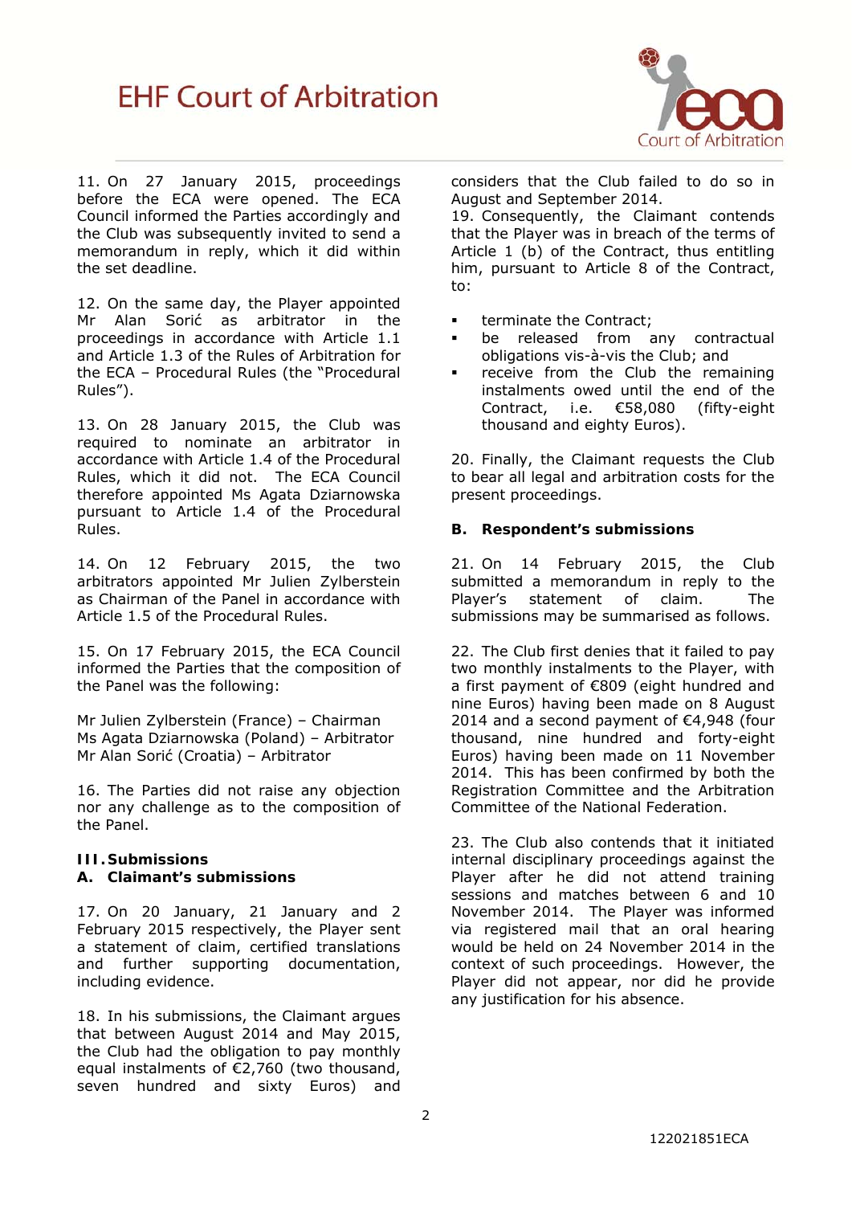11. On 27 January 2015, proceedings before the ECA were opened. The ECA Council informed the Parties accordingly and the Club was subsequently invited to send a memorandum in reply, which it did within the set deadline.

12. On the same day, the Player appointed Mr Alan Sorić as arbitrator in the proceedings in accordance with Article 1.1 and Article 1.3 of the Rules of Arbitration for the ECA – Procedural Rules (the "Procedural Rules").

13. On 28 January 2015, the Club was required to nominate an arbitrator in accordance with Article 1.4 of the Procedural Rules, which it did not. The ECA Council therefore appointed Ms Agata Dziarnowska pursuant to Article 1.4 of the Procedural Rules.

14. On 12 February 2015, the two arbitrators appointed Mr Julien Zylberstein as Chairman of the Panel in accordance with Article 1.5 of the Procedural Rules.

15. On 17 February 2015, the ECA Council informed the Parties that the composition of the Panel was the following:

Mr Julien Zylberstein (France) – Chairman
Ms Agata Dziarnowska (Poland) – Arbitrator
Mr Alan Sorić (Croatia) – Arbitrator

16. The Parties did not raise any objection nor any challenge as to the composition of the Panel.

## III. Submissions

### A. Claimant's submissions

17. On 20 January, 21 January and 2 February 2015 respectively, the Player sent a statement of claim, certified translations and further supporting documentation, including evidence.

18. In his submissions, the Claimant argues that between August 2014 and May 2015, the Club had the obligation to pay monthly equal instalments of €2,760 (two thousand, seven hundred and sixty Euros) and considers that the Club failed to do so in August and September 2014.

19. Consequently, the Claimant contends that the Player was in breach of the terms of Article 1 (b) of the Contract, thus entitling him, pursuant to Article 8 of the Contract, to:

- terminate the Contract;
- be released from any contractual obligations vis-à-vis the Club; and
- receive from the Club the remaining instalments owed until the end of the Contract, i.e. €58,080 (fifty-eight thousand and eighty Euros).

20. Finally, the Claimant requests the Club to bear all legal and arbitration costs for the present proceedings.

### B. Respondent's submissions

21. On 14 February 2015, the Club submitted a memorandum in reply to the Player's statement of claim. The submissions may be summarised as follows.

22. The Club first denies that it failed to pay two monthly instalments to the Player, with a first payment of €809 (eight hundred and nine Euros) having been made on 8 August 2014 and a second payment of €4,948 (four thousand, nine hundred and forty-eight Euros) having been made on 11 November 2014. This has been confirmed by both the Registration Committee and the Arbitration Committee of the National Federation.

23. The Club also contends that it initiated internal disciplinary proceedings against the Player after he did not attend training sessions and matches between 6 and 10 November 2014. The Player was informed via registered mail that an oral hearing would be held on 24 November 2014 in the context of such proceedings. However, the Player did not appear, nor did he provide any justification for his absence.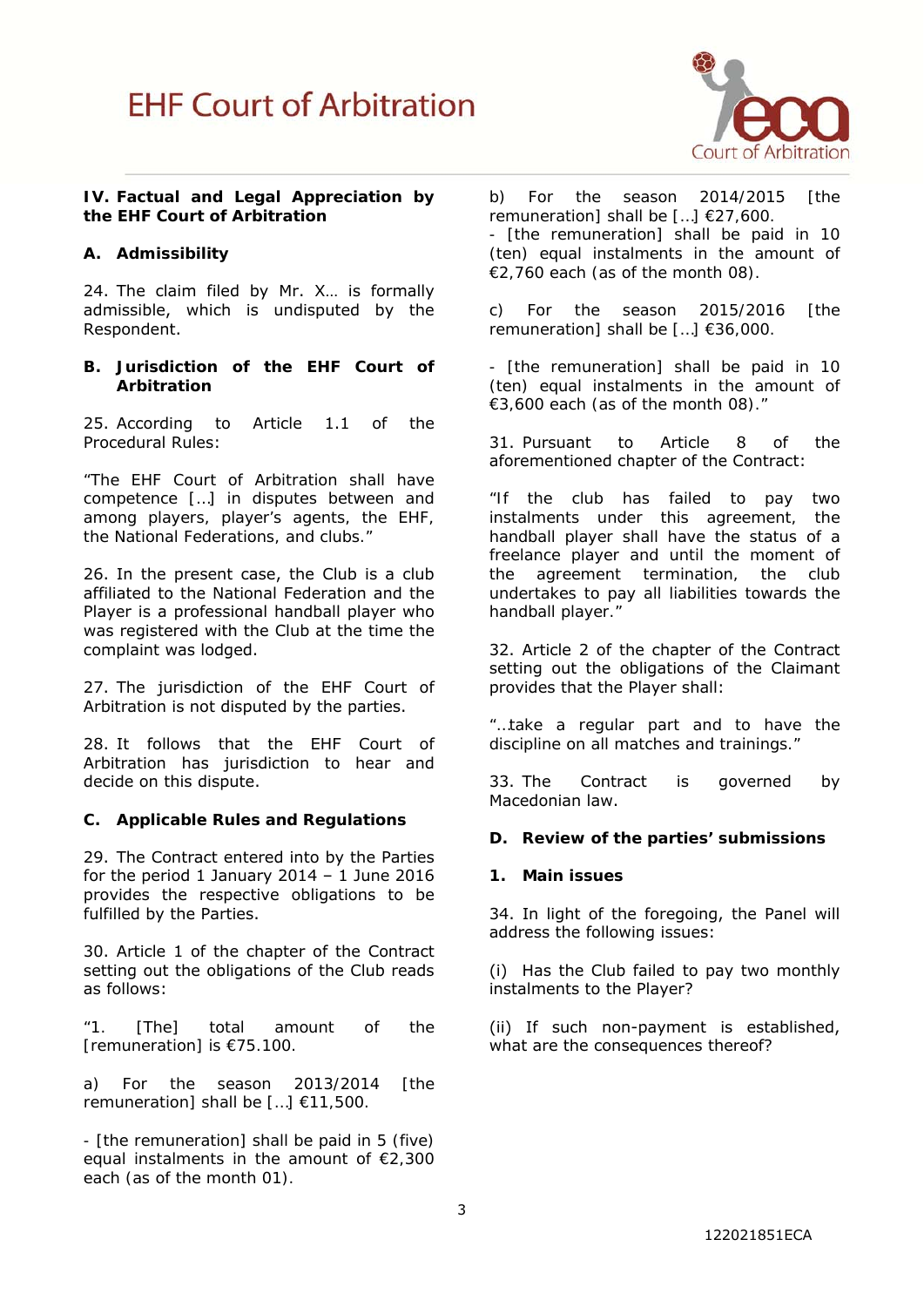## IV. Factual and Legal Appreciation by the EHF Court of Arbitration

### A. Admissibility

24. The claim filed by Mr. X… is formally admissible, which is undisputed by the Respondent.

### B. Jurisdiction of the EHF Court of Arbitration

25. According to Article 1.1 of the Procedural Rules:

"The EHF Court of Arbitration shall have competence […] in disputes between and among players, player's agents, the EHF, the National Federations, and clubs."

26. In the present case, the Club is a club affiliated to the National Federation and the Player is a professional handball player who was registered with the Club at the time the complaint was lodged.

27. The jurisdiction of the EHF Court of Arbitration is not disputed by the parties.

28. It follows that the EHF Court of Arbitration has jurisdiction to hear and decide on this dispute.

### C. Applicable Rules and Regulations

29. The Contract entered into by the Parties for the period 1 January 2014 – 1 June 2016 provides the respective obligations to be fulfilled by the Parties.

30. Article 1 of the chapter of the Contract setting out the obligations of the Club reads as follows:

"1. [The] total amount of the [remuneration] is €75.100.

a) For the season 2013/2014 [the remuneration] shall be […] €11,500.

- [the remuneration] shall be paid in 5 (five) equal instalments in the amount of €2,300 each (as of the month 01).

b) For the season 2014/2015 [the remuneration] shall be […] €27,600.
- [the remuneration] shall be paid in 10 (ten) equal instalments in the amount of €2,760 each (as of the month 08).

c) For the season 2015/2016 [the remuneration] shall be […] €36,000.

- [the remuneration] shall be paid in 10 (ten) equal instalments in the amount of €3,600 each (as of the month 08)."

31. Pursuant to Article 8 of the aforementioned chapter of the Contract:

"If the club has failed to pay two instalments under this agreement, the handball player shall have the status of a freelance player and until the moment of the agreement termination, the club undertakes to pay all liabilities towards the handball player."

32. Article 2 of the chapter of the Contract setting out the obligations of the Claimant provides that the Player shall:

"…take a regular part and to have the discipline on all matches and trainings."

33. The Contract is governed by Macedonian law.

### D. Review of the parties' submissions

#### 1. Main issues

34. In light of the foregoing, the Panel will address the following issues:

(i) Has the Club failed to pay two monthly instalments to the Player?

(ii) If such non-payment is established, what are the consequences thereof?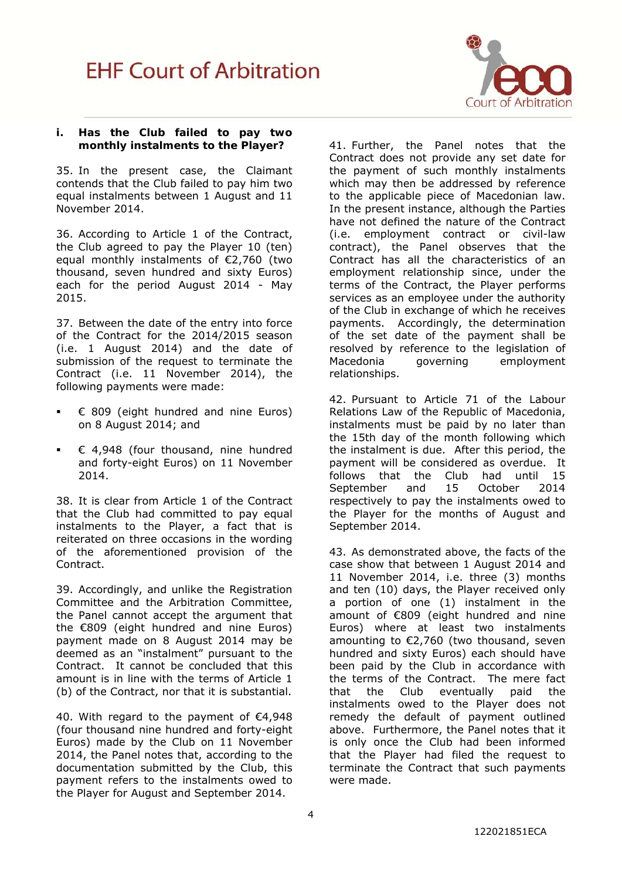### i. Has the Club failed to pay two monthly instalments to the Player?

35. In the present case, the Claimant contends that the Club failed to pay him two equal instalments between 1 August and 11 November 2014.

36. According to Article 1 of the Contract, the Club agreed to pay the Player 10 (ten) equal monthly instalments of €2,760 (two thousand, seven hundred and sixty Euros) each for the period August 2014 - May 2015.

37. Between the date of the entry into force of the Contract for the 2014/2015 season (i.e. 1 August 2014) and the date of submission of the request to terminate the Contract (i.e. 11 November 2014), the following payments were made:

- € 809 (eight hundred and nine Euros) on 8 August 2014; and
- € 4,948 (four thousand, nine hundred and forty-eight Euros) on 11 November 2014.

38. It is clear from Article 1 of the Contract that the Club had committed to pay equal instalments to the Player, a fact that is reiterated on three occasions in the wording of the aforementioned provision of the Contract.

39. Accordingly, and unlike the Registration Committee and the Arbitration Committee, the Panel cannot accept the argument that the €809 (eight hundred and nine Euros) payment made on 8 August 2014 may be deemed as an "instalment" pursuant to the Contract. It cannot be concluded that this amount is in line with the terms of Article 1 (b) of the Contract, nor that it is substantial.

40. With regard to the payment of €4,948 (four thousand nine hundred and forty-eight Euros) made by the Club on 11 November 2014, the Panel notes that, according to the documentation submitted by the Club, this payment refers to the instalments owed to the Player for August and September 2014.

41. Further, the Panel notes that the Contract does not provide any set date for the payment of such monthly instalments which may then be addressed by reference to the applicable piece of Macedonian law. In the present instance, although the Parties have not defined the nature of the Contract (i.e. employment contract or civil-law contract), the Panel observes that the Contract has all the characteristics of an employment relationship since, under the terms of the Contract, the Player performs services as an employee under the authority of the Club in exchange of which he receives payments. Accordingly, the determination of the set date of the payment shall be resolved by reference to the legislation of Macedonia governing employment relationships.

42. Pursuant to Article 71 of the Labour Relations Law of the Republic of Macedonia, instalments must be paid by no later than the 15th day of the month following which the instalment is due. After this period, the payment will be considered as overdue. It follows that the Club had until 15 September and 15 October 2014 respectively to pay the instalments owed to the Player for the months of August and September 2014.

43. As demonstrated above, the facts of the case show that between 1 August 2014 and 11 November 2014, i.e. three (3) months and ten (10) days, the Player received only a portion of one (1) instalment in the amount of €809 (eight hundred and nine Euros) where at least two instalments amounting to €2,760 (two thousand, seven hundred and sixty Euros) each should have been paid by the Club in accordance with the terms of the Contract. The mere fact that the Club eventually paid the instalments owed to the Player does not remedy the default of payment outlined above. Furthermore, the Panel notes that it is only once the Club had been informed that the Player had filed the request to terminate the Contract that such payments were made.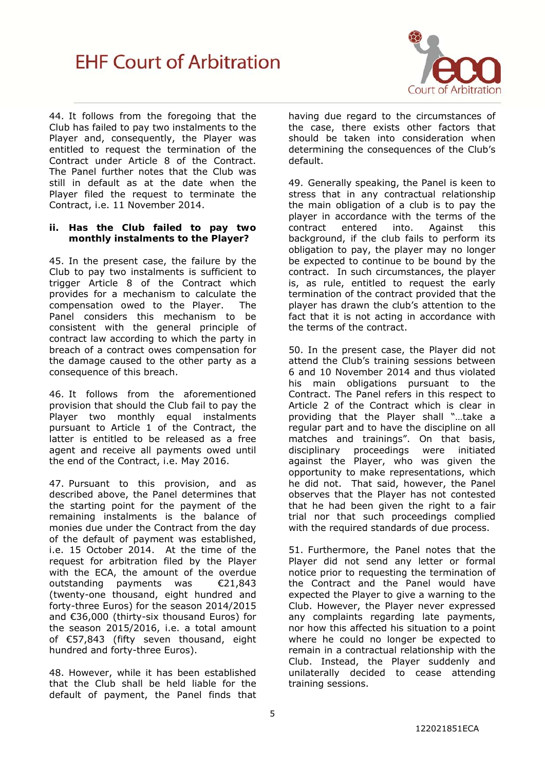44. It follows from the foregoing that the Club has failed to pay two instalments to the Player and, consequently, the Player was entitled to request the termination of the Contract under Article 8 of the Contract. The Panel further notes that the Club was still in default as at the date when the Player filed the request to terminate the Contract, i.e. 11 November 2014.

**ii. Has the Club failed to pay two monthly instalments to the Player?**

45. In the present case, the failure by the Club to pay two instalments is sufficient to trigger Article 8 of the Contract which provides for a mechanism to calculate the compensation owed to the Player. The Panel considers this mechanism to be consistent with the general principle of contract law according to which the party in breach of a contract owes compensation for the damage caused to the other party as a consequence of this breach.

46. It follows from the aforementioned provision that should the Club fail to pay the Player two monthly equal instalments pursuant to Article 1 of the Contract, the latter is entitled to be released as a free agent and receive all payments owed until the end of the Contract, i.e. May 2016.

47. Pursuant to this provision, and as described above, the Panel determines that the starting point for the payment of the remaining instalments is the balance of monies due under the Contract from the day of the default of payment was established, i.e. 15 October 2014. At the time of the request for arbitration filed by the Player with the ECA, the amount of the overdue outstanding payments was €21,843 (twenty-one thousand, eight hundred and forty-three Euros) for the season 2014/2015 and €36,000 (thirty-six thousand Euros) for the season 2015/2016, i.e. a total amount of €57,843 (fifty seven thousand, eight hundred and forty-three Euros).

48. However, while it has been established that the Club shall be held liable for the default of payment, the Panel finds that having due regard to the circumstances of the case, there exists other factors that should be taken into consideration when determining the consequences of the Club's default.

49. Generally speaking, the Panel is keen to stress that in any contractual relationship the main obligation of a club is to pay the player in accordance with the terms of the contract entered into. Against this background, if the club fails to perform its obligation to pay, the player may no longer be expected to continue to be bound by the contract. In such circumstances, the player is, as rule, entitled to request the early termination of the contract provided that the player has drawn the club's attention to the fact that it is not acting in accordance with the terms of the contract.

50. In the present case, the Player did not attend the Club's training sessions between 6 and 10 November 2014 and thus violated his main obligations pursuant to the Contract. The Panel refers in this respect to Article 2 of the Contract which is clear in providing that the Player shall "…take a regular part and to have the discipline on all matches and trainings". On that basis, disciplinary proceedings were initiated against the Player, who was given the opportunity to make representations, which he did not. That said, however, the Panel observes that the Player has not contested that he had been given the right to a fair trial nor that such proceedings complied with the required standards of due process.

51. Furthermore, the Panel notes that the Player did not send any letter or formal notice prior to requesting the termination of the Contract and the Panel would have expected the Player to give a warning to the Club. However, the Player never expressed any complaints regarding late payments, nor how this affected his situation to a point where he could no longer be expected to remain in a contractual relationship with the Club. Instead, the Player suddenly and unilaterally decided to cease attending training sessions.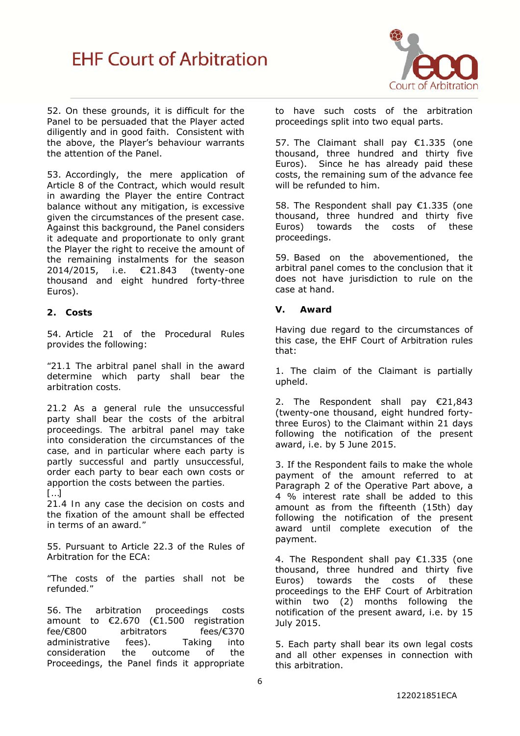52. On these grounds, it is difficult for the Panel to be persuaded that the Player acted diligently and in good faith. Consistent with the above, the Player's behaviour warrants the attention of the Panel.

53. Accordingly, the mere application of Article 8 of the Contract, which would result in awarding the Player the entire Contract balance without any mitigation, is excessive given the circumstances of the present case. Against this background, the Panel considers it adequate and proportionate to only grant the Player the right to receive the amount of the remaining instalments for the season 2014/2015, i.e. €21.843 (twenty-one thousand and eight hundred forty-three Euros).

### 2. Costs

54. Article 21 of the Procedural Rules provides the following:

"21.1 The arbitral panel shall in the award determine which party shall bear the arbitration costs.

21.2 As a general rule the unsuccessful party shall bear the costs of the arbitral proceedings. The arbitral panel may take into consideration the circumstances of the case, and in particular where each party is partly successful and partly unsuccessful, order each party to bear each own costs or apportion the costs between the parties.
[…]
21.4 In any case the decision on costs and the fixation of the amount shall be effected in terms of an award."

55. Pursuant to Article 22.3 of the Rules of Arbitration for the ECA:

"The costs of the parties shall not be refunded."

56. The arbitration proceedings costs amount to €2.670 (€1.500 registration fee/€800 arbitrators fees/€370 administrative fees). Taking into consideration the outcome of the Proceedings, the Panel finds it appropriate to have such costs of the arbitration proceedings split into two equal parts.

57. The Claimant shall pay €1.335 (one thousand, three hundred and thirty five Euros). Since he has already paid these costs, the remaining sum of the advance fee will be refunded to him.

58. The Respondent shall pay €1.335 (one thousand, three hundred and thirty five Euros) towards the costs of these proceedings.

59. Based on the abovementioned, the arbitral panel comes to the conclusion that it does not have jurisdiction to rule on the case at hand.

## V. Award

Having due regard to the circumstances of this case, the EHF Court of Arbitration rules that:

1. The claim of the Claimant is partially upheld.

2. The Respondent shall pay €21,843 (twenty-one thousand, eight hundred forty-three Euros) to the Claimant within 21 days following the notification of the present award, i.e. by 5 June 2015.

3. If the Respondent fails to make the whole payment of the amount referred to at Paragraph 2 of the Operative Part above, a 4 % interest rate shall be added to this amount as from the fifteenth (15th) day following the notification of the present award until complete execution of the payment.

4. The Respondent shall pay €1.335 (one thousand, three hundred and thirty five Euros) towards the costs of these proceedings to the EHF Court of Arbitration within two (2) months following the notification of the present award, i.e. by 15 July 2015.

5. Each party shall bear its own legal costs and all other expenses in connection with this arbitration.